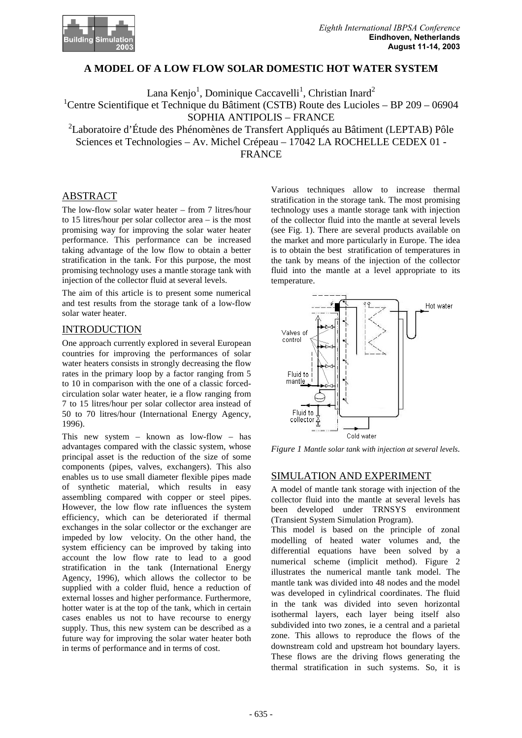# A MODEL OF A LOW FLOW SOLAR DOMESTIC HOT WATER SYSTEM

Lana Kenjo[1], Dominique Caccavelli[1], Christian Inard[2]

[1]Centre Scientifique et Technique du Bâtiment (CSTB) Route des Lucioles – BP 209 – 06904 SOPHIA ANTIPOLIS – FRANCE

[2]Laboratoire d'Étude des Phénomènes de Transfert Appliqués au Bâtiment (LEPTAB) Pôle Sciences et Technologies – Av. Michel Crépeau – 17042 LA ROCHELLE CEDEX 01 - FRANCE

## ABSTRACT

The low-flow solar water heater – from 7 litres/hour to 15 litres/hour per solar collector area – is the most promising way for improving the solar water heater performance. This performance can be increased taking advantage of the low flow to obtain a better stratification in the tank. For this purpose, the most promising technology uses a mantle storage tank with injection of the collector fluid at several levels.

The aim of this article is to present some numerical and test results from the storage tank of a low-flow solar water heater.

## INTRODUCTION

One approach currently explored in several European countries for improving the performances of solar water heaters consists in strongly decreasing the flow rates in the primary loop by a factor ranging from 5 to 10 in comparison with the one of a classic forced-circulation solar water heater, ie a flow ranging from 7 to 15 litres/hour per solar collector area instead of 50 to 70 litres/hour (International Energy Agency, 1996).

This new system – known as low-flow – has advantages compared with the classic system, whose principal asset is the reduction of the size of some components (pipes, valves, exchangers). This also enables us to use small diameter flexible pipes made of synthetic material, which results in easy assembling compared with copper or steel pipes. However, the low flow rate influences the system efficiency, which can be deteriorated if thermal exchanges in the solar collector or the exchanger are impeded by low velocity. On the other hand, the system efficiency can be improved by taking into account the low flow rate to lead to a good stratification in the tank (International Energy Agency, 1996), which allows the collector to be supplied with a colder fluid, hence a reduction of external losses and higher performance. Furthermore, hotter water is at the top of the tank, which in certain cases enables us not to have recourse to energy supply. Thus, this new system can be described as a future way for improving the solar water heater both in terms of performance and in terms of cost.

Various techniques allow to increase thermal stratification in the storage tank. The most promising technology uses a mantle storage tank with injection of the collector fluid into the mantle at several levels (see Fig. 1). There are several products available on the market and more particularly in Europe. The idea is to obtain the best stratification of temperatures in the tank by means of the injection of the collector fluid into the mantle at a level appropriate to its temperature.

*Figure 1 Mantle solar tank with injection at several levels.*

## SIMULATION AND EXPERIMENT

A model of mantle tank storage with injection of the collector fluid into the mantle at several levels has been developed under TRNSYS environment (Transient System Simulation Program).

This model is based on the principle of zonal modelling of heated water volumes and, the differential equations have been solved by a numerical scheme (implicit method). Figure 2 illustrates the numerical mantle tank model. The mantle tank was divided into 48 nodes and the model was developed in cylindrical coordinates. The fluid in the tank was divided into seven horizontal isothermal layers, each layer being itself also subdivided into two zones, ie a central and a parietal zone. This allows to reproduce the flows of the downstream cold and upstream hot boundary layers. These flows are the driving flows generating the thermal stratification in such systems. So, it is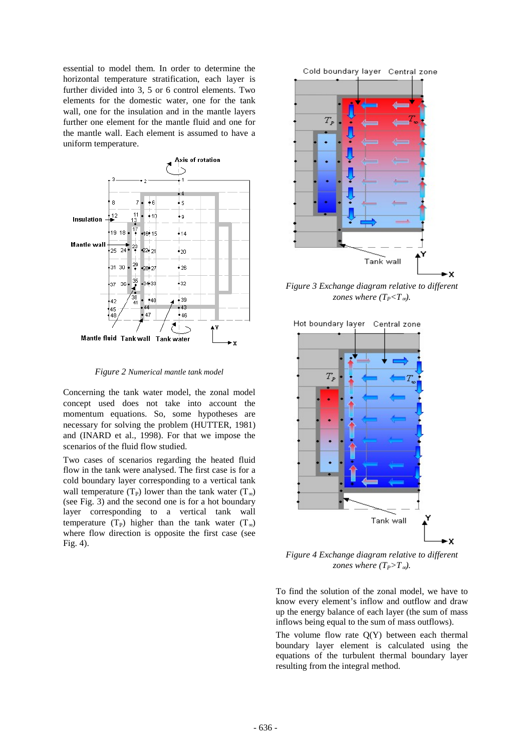essential to model them. In order to determine the horizontal temperature stratification, each layer is further divided into 3, 5 or 6 control elements. Two elements for the domestic water, one for the tank wall, one for the insulation and in the mantle layers further one element for the mantle fluid and one for the mantle wall. Each element is assumed to have a uniform temperature.

*Figure 2 Numerical mantle tank model*

Concerning the tank water model, the zonal model concept used does not take into account the momentum equations. So, some hypotheses are necessary for solving the problem (HUTTER, 1981) and (INARD et al., 1998). For that we impose the scenarios of the fluid flow studied.

Two cases of scenarios regarding the heated fluid flow in the tank were analysed. The first case is for a cold boundary layer corresponding to a vertical tank wall temperature ($T_P$) lower than the tank water ($T_\infty$) (see Fig. 3) and the second one is for a hot boundary layer corresponding to a vertical tank wall temperature ($T_P$) higher than the tank water ($T_\infty$) where flow direction is opposite the first case (see Fig. 4).

*Figure 3 Exchange diagram relative to different zones where ($T_P<T_\infty$).*

*Figure 4 Exchange diagram relative to different zones where ($T_P>T_\infty$).*

To find the solution of the zonal model, we have to know every element's inflow and outflow and draw up the energy balance of each layer (the sum of mass inflows being equal to the sum of mass outflows).

The volume flow rate Q(Y) between each thermal boundary layer element is calculated using the equations of the turbulent thermal boundary layer resulting from the integral method.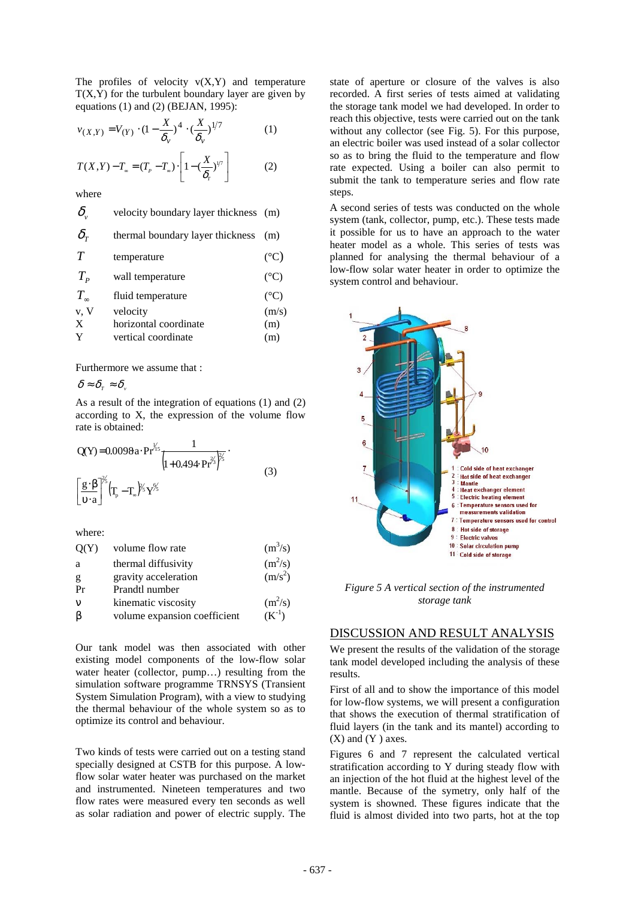The profiles of velocity v(X,Y) and temperature T(X,Y) for the turbulent boundary layer are given by equations (1) and (2) (BEJAN, 1995):

$$v_{(X,Y)} = V_{(Y)} \cdot (1 - \frac{X}{\delta_v})^4 \cdot (\frac{X}{\delta_v})^{1/7} \qquad (1)$$

$$T(X,Y) - T_\infty = (T_P - T_\infty) \cdot \left[ 1 - (\frac{X}{\delta_T})^{1/7} \right] \qquad (2)$$

where

| | | |
|---|---|---|
| $\delta_v$ | velocity boundary layer thickness | (m) |
| $\delta_T$ | thermal boundary layer thickness | (m) |
| $T$ | temperature | (°C) |
| $T_P$ | wall temperature | (°C) |
| $T_\infty$ | fluid temperature | (°C) |
| v, V | velocity | (m/s) |
| X | horizontal coordinate | (m) |
| Y | vertical coordinate | (m) |

Furthermore we assume that :

$\delta \approx \delta_T \approx \delta_v$

As a result of the integration of equations (1) and (2) according to X, the expression of the volume flow rate is obtained:

$$Q(Y) = 0.0098\, a \cdot Pr^{1/15} \frac{1}{\left(1 + 0.494 \cdot Pr^{2/3}\right)^{2/5}} \cdot \left[\frac{g \cdot \beta}{\upsilon \cdot a}\right]^{2/5} \left(T_p - T_\infty\right)^{2/5} Y^{6/5} \qquad (3)$$

where:

| | | |
|---|---|---|
| Q(Y) | volume flow rate | ($m^3$/s) |
| a | thermal diffusivity | ($m^2$/s) |
| g | gravity acceleration | ($m/s^2$) |
| Pr | Prandtl number | |
| ν | kinematic viscosity | ($m^2$/s) |
| β | volume expansion coefficient | ($K^{-1}$) |

Our tank model was then associated with other existing model components of the low-flow solar water heater (collector, pump…) resulting from the simulation software programme TRNSYS (Transient System Simulation Program), with a view to studying the thermal behaviour of the whole system so as to optimize its control and behaviour.

Two kinds of tests were carried out on a testing stand specially designed at CSTB for this purpose. A low-flow solar water heater was purchased on the market and instrumented. Nineteen temperatures and two flow rates were measured every ten seconds as well as solar radiation and power of electric supply. The state of aperture or closure of the valves is also recorded. A first series of tests aimed at validating the storage tank model we had developed. In order to reach this objective, tests were carried out on the tank without any collector (see Fig. 5). For this purpose, an electric boiler was used instead of a solar collector so as to bring the fluid to the temperature and flow rate expected. Using a boiler can also permit to submit the tank to temperature series and flow rate steps.

A second series of tests was conducted on the whole system (tank, collector, pump, etc.). These tests made it possible for us to have an approach to the water heater model as a whole. This series of tests was planned for analysing the thermal behaviour of a low-flow solar water heater in order to optimize the system control and behaviour.

1 : Cold side of heat exchanger
2 : Hot side of heat exchanger
3 : Mantle
4 : Heat exchanger element
5 : Electric heating element
6 : Temperature sensors used for measurements validation
7 : Temperature sensors used for control
8 : Hot side of storage
9 : Electric valves
10 : Solar circulation pump
11 : Cold side of storage

*Figure 5 A vertical section of the instrumented storage tank*

## DISCUSSION AND RESULT ANALYSIS

We present the results of the validation of the storage tank model developed including the analysis of these results.

First of all and to show the importance of this model for low-flow systems, we will present a configuration that shows the execution of thermal stratification of fluid layers (in the tank and its mantel) according to (X) and (Y ) axes.

Figures 6 and 7 represent the calculated vertical stratification according to Y during steady flow with an injection of the hot fluid at the highest level of the mantle. Because of the symetry, only half of the system is showned. These figures indicate that the fluid is almost divided into two parts, hot at the top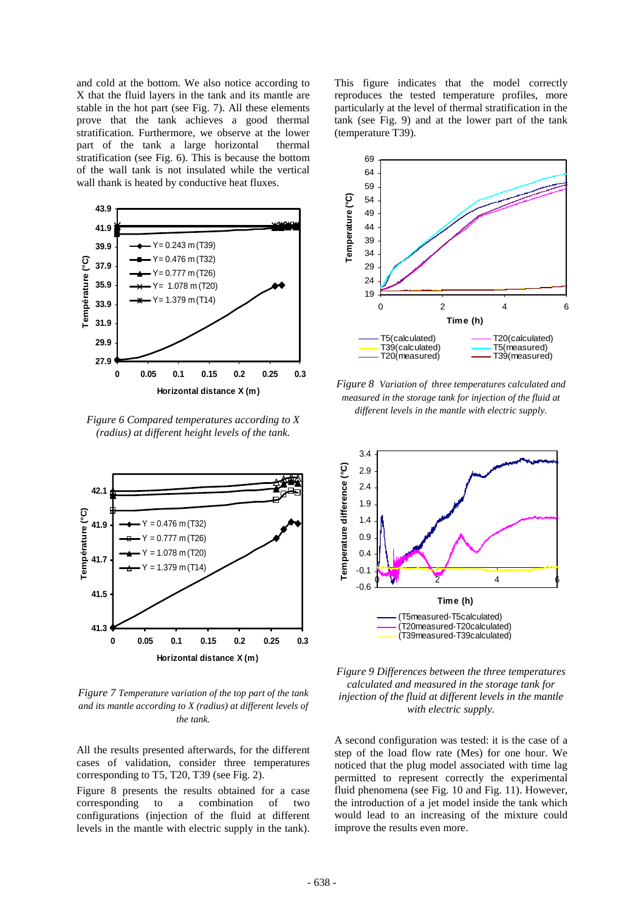and cold at the bottom. We also notice according to X that the fluid layers in the tank and its mantle are stable in the hot part (see Fig. 7). All these elements prove that the tank achieves a good thermal stratification. Furthermore, we observe at the lower part of the tank a large horizontal thermal stratification (see Fig. 6). This is because the bottom of the wall tank is not insulated while the vertical wall thank is heated by conductive heat fluxes.

*Figure 6 Compared temperatures according to X (radius) at different height levels of the tank.*

*Figure 7 Temperature variation of the top part of the tank and its mantle according to X (radius) at different levels of the tank.*

All the results presented afterwards, for the different cases of validation, consider three temperatures corresponding to T5, T20, T39 (see Fig. 2).

Figure 8 presents the results obtained for a case corresponding to a combination of two configurations (injection of the fluid at different levels in the mantle with electric supply in the tank). This figure indicates that the model correctly reproduces the tested temperature profiles, more particularly at the level of thermal stratification in the tank (see Fig. 9) and at the lower part of the tank (temperature T39).

*Figure 8 Variation of three temperatures calculated and measured in the storage tank for injection of the fluid at different levels in the mantle with electric supply.*

*Figure 9 Differences between the three temperatures calculated and measured in the storage tank for injection of the fluid at different levels in the mantle with electric supply.*

A second configuration was tested: it is the case of a step of the load flow rate (Mes) for one hour. We noticed that the plug model associated with time lag permitted to represent correctly the experimental fluid phenomena (see Fig. 10 and Fig. 11). However, the introduction of a jet model inside the tank which would lead to an increasing of the mixture could improve the results even more.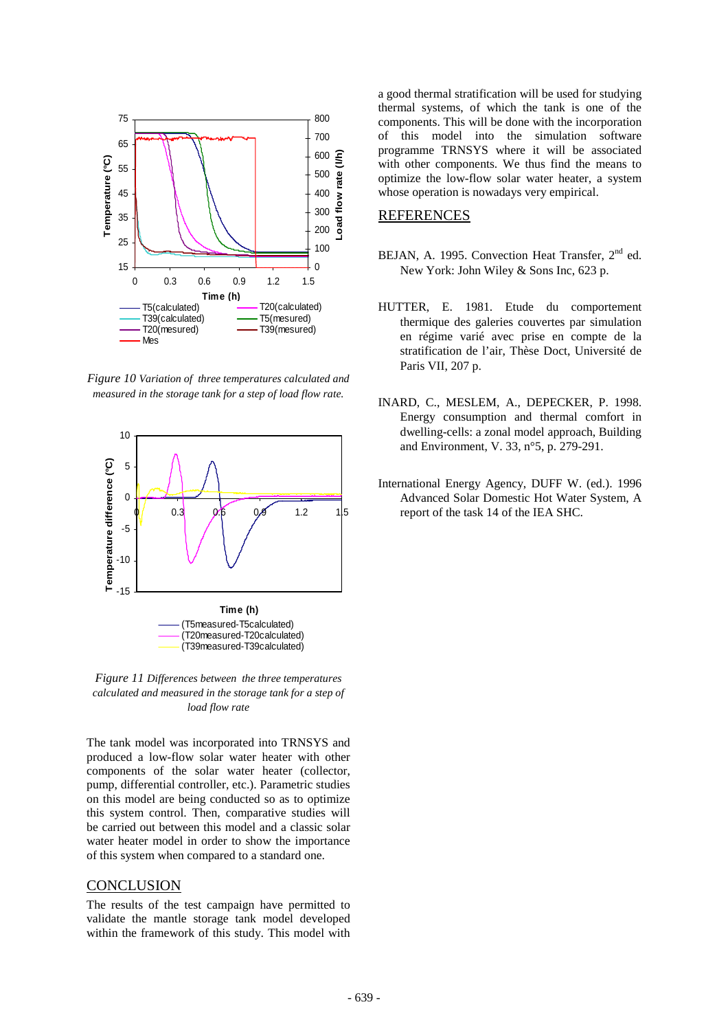75
65
55
45
35
25
15
Temperature (°C)
800
700
600
500
400
300
200
100
0
Load flow rate (l/h)
0 0.3 0.6 0.9 1.2 1.5
Time (h)
T5(calculated)
T20(calculated)
T39(calculated)
T5(mesured)
T20(mesured)
T39(mesured)
Mes

*Figure 10 Variation of three temperatures calculated and measured in the storage tank for a step of load flow rate.*

10
5
0
-5
-10
-15
Temperature difference (°C)
0 0.3 0.6 0.9 1.2 1.5
Time (h)
(T5measured-T5calculated)
(T20measured-T20calculated)
(T39measured-T39calculated)

*Figure 11 Differences between the three temperatures calculated and measured in the storage tank for a step of load flow rate*

The tank model was incorporated into TRNSYS and produced a low-flow solar water heater with other components of the solar water heater (collector, pump, differential controller, etc.). Parametric studies on this model are being conducted so as to optimize this system control. Then, comparative studies will be carried out between this model and a classic solar water heater model in order to show the importance of this system when compared to a standard one.

## CONCLUSION

The results of the test campaign have permitted to validate the mantle storage tank model developed within the framework of this study. This model with a good thermal stratification will be used for studying thermal systems, of which the tank is one of the components. This will be done with the incorporation of this model into the simulation software programme TRNSYS where it will be associated with other components. We thus find the means to optimize the low-flow solar water heater, a system whose operation is nowadays very empirical.

## REFERENCES

BEJAN, A. 1995. Convection Heat Transfer, 2nd ed. New York: John Wiley & Sons Inc, 623 p.

HUTTER, E. 1981. Etude du comportement thermique des galeries couvertes par simulation en régime varié avec prise en compte de la stratification de l'air, Thèse Doct, Université de Paris VII, 207 p.

INARD, C., MESLEM, A., DEPECKER, P. 1998. Energy consumption and thermal comfort in dwelling-cells: a zonal model approach, Building and Environment, V. 33, n°5, p. 279-291.

International Energy Agency, DUFF W. (ed.). 1996 Advanced Solar Domestic Hot Water System, A report of the task 14 of the IEA SHC.